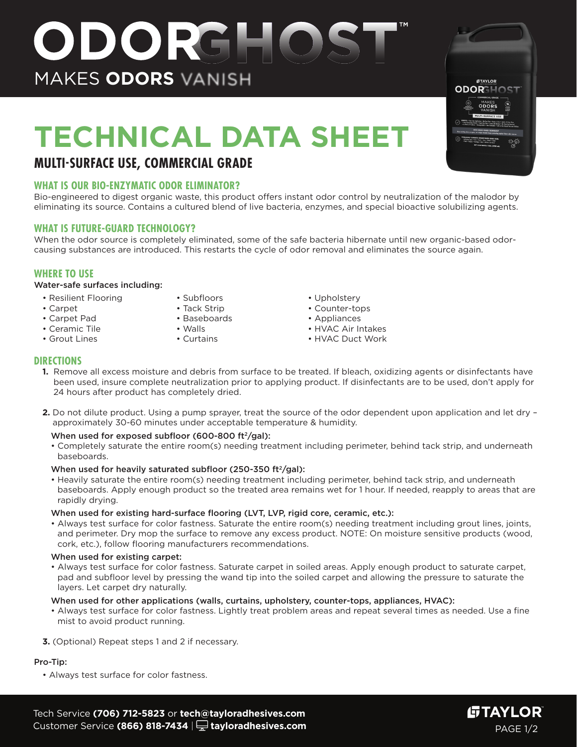# ODORGHOST™

MAKES **ODORS** VANISH

# TECHNICAL DATA SHEET

## MULTI-SURFACE USE, COMMERCIAL GRADE

### WHAT IS OUR BIO-ENZYMATIC ODOR ELIMINATOR?

Bio-engineered to digest organic waste, this product offers instant odor control by neutralization of the malodor by eliminating its source. Contains a cultured blend of live bacteria, enzymes, and special bioactive solubilizing agents.

### WHAT IS FUTURE-GUARD TECHNOLOGY?

When the odor source is completely eliminated, some of the safe bacteria hibernate until new organic-based odor-causing substances are introduced. This restarts the cycle of odor removal and eliminates the source again.

### WHERE TO USE

Water-safe surfaces including:

- Resilient Flooring
- Carpet
- Carpet Pad
- Ceramic Tile
- Grout Lines
- Subfloors
- Tack Strip
- Baseboards
- Walls
- Curtains
- Upholstery
- Counter-tops
- Appliances
- HVAC Air Intakes
- HVAC Duct Work

### DIRECTIONS

1. Remove all excess moisture and debris from surface to be treated. If bleach, oxidizing agents or disinfectants have been used, insure complete neutralization prior to applying product. If disinfectants are to be used, don't apply for 24 hours after product has completely dried.

2. Do not dilute product. Using a pump sprayer, treat the source of the odor dependent upon application and let dry – approximately 30-60 minutes under acceptable temperature & humidity.

   When used for exposed subfloor (600-800 $ft^2$/gal):
   - Completely saturate the entire room(s) needing treatment including perimeter, behind tack strip, and underneath baseboards.

   When used for heavily saturated subfloor (250-350 $ft^2$/gal):
   - Heavily saturate the entire room(s) needing treatment including perimeter, behind tack strip, and underneath baseboards. Apply enough product so the treated area remains wet for 1 hour. If needed, reapply to areas that are rapidly drying.

   When used for existing hard-surface flooring (LVT, LVP, rigid core, ceramic, etc.):
   - Always test surface for color fastness. Saturate the entire room(s) needing treatment including grout lines, joints, and perimeter. Dry mop the surface to remove any excess product. NOTE: On moisture sensitive products (wood, cork, etc.), follow flooring manufacturers recommendations.

   When used for existing carpet:
   - Always test surface for color fastness. Saturate carpet in soiled areas. Apply enough product to saturate carpet, pad and subfloor level by pressing the wand tip into the soiled carpet and allowing the pressure to saturate the layers. Let carpet dry naturally.

   When used for other applications (walls, curtains, upholstery, counter-tops, appliances, HVAC):
   - Always test surface for color fastness. Lightly treat problem areas and repeat several times as needed. Use a fine mist to avoid product running.

3. (Optional) Repeat steps 1 and 2 if necessary.

Pro-Tip:

- Always test surface for color fastness.

Tech Service **(706) 712-5823** or **tech@tayloradhesives.com**
Customer Service **(866) 818-7434** | **tayloradhesives.com**

TAYLOR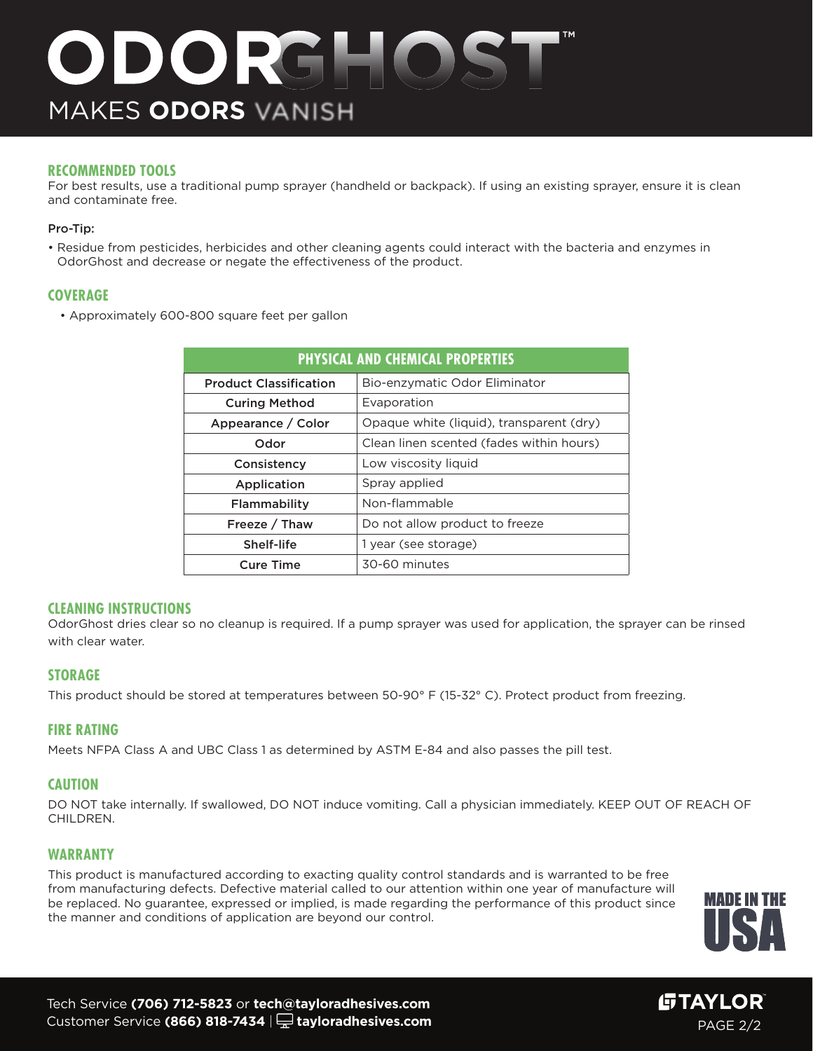# ODORGHOST™

MAKES **ODORS** VANISH

## RECOMMENDED TOOLS

For best results, use a traditional pump sprayer (handheld or backpack). If using an existing sprayer, ensure it is clean and contaminate free.

Pro-Tip:

- Residue from pesticides, herbicides and other cleaning agents could interact with the bacteria and enzymes in OdorGhost and decrease or negate the effectiveness of the product.

## COVERAGE

- Approximately 600-800 square feet per gallon

| PHYSICAL AND CHEMICAL PROPERTIES | |
|---|---|
| Product Classification | Bio-enzymatic Odor Eliminator |
| Curing Method | Evaporation |
| Appearance / Color | Opaque white (liquid), transparent (dry) |
| Odor | Clean linen scented (fades within hours) |
| Consistency | Low viscosity liquid |
| Application | Spray applied |
| Flammability | Non-flammable |
| Freeze / Thaw | Do not allow product to freeze |
| Shelf-life | 1 year (see storage) |
| Cure Time | 30-60 minutes |

## CLEANING INSTRUCTIONS

OdorGhost dries clear so no cleanup is required. If a pump sprayer was used for application, the sprayer can be rinsed with clear water.

## STORAGE

This product should be stored at temperatures between 50-90° F (15-32° C). Protect product from freezing.

## FIRE RATING

Meets NFPA Class A and UBC Class 1 as determined by ASTM E-84 and also passes the pill test.

## CAUTION

DO NOT take internally. If swallowed, DO NOT induce vomiting. Call a physician immediately. KEEP OUT OF REACH OF CHILDREN.

## WARRANTY

This product is manufactured according to exacting quality control standards and is warranted to be free from manufacturing defects. Defective material called to our attention within one year of manufacture will be replaced. No guarantee, expressed or implied, is made regarding the performance of this product since the manner and conditions of application are beyond our control.

MADE IN THE USA

Tech Service **(706) 712-5823** or **tech@tayloradhesives.com**
Customer Service **(866) 818-7434** | **tayloradhesives.com**

TAYLOR